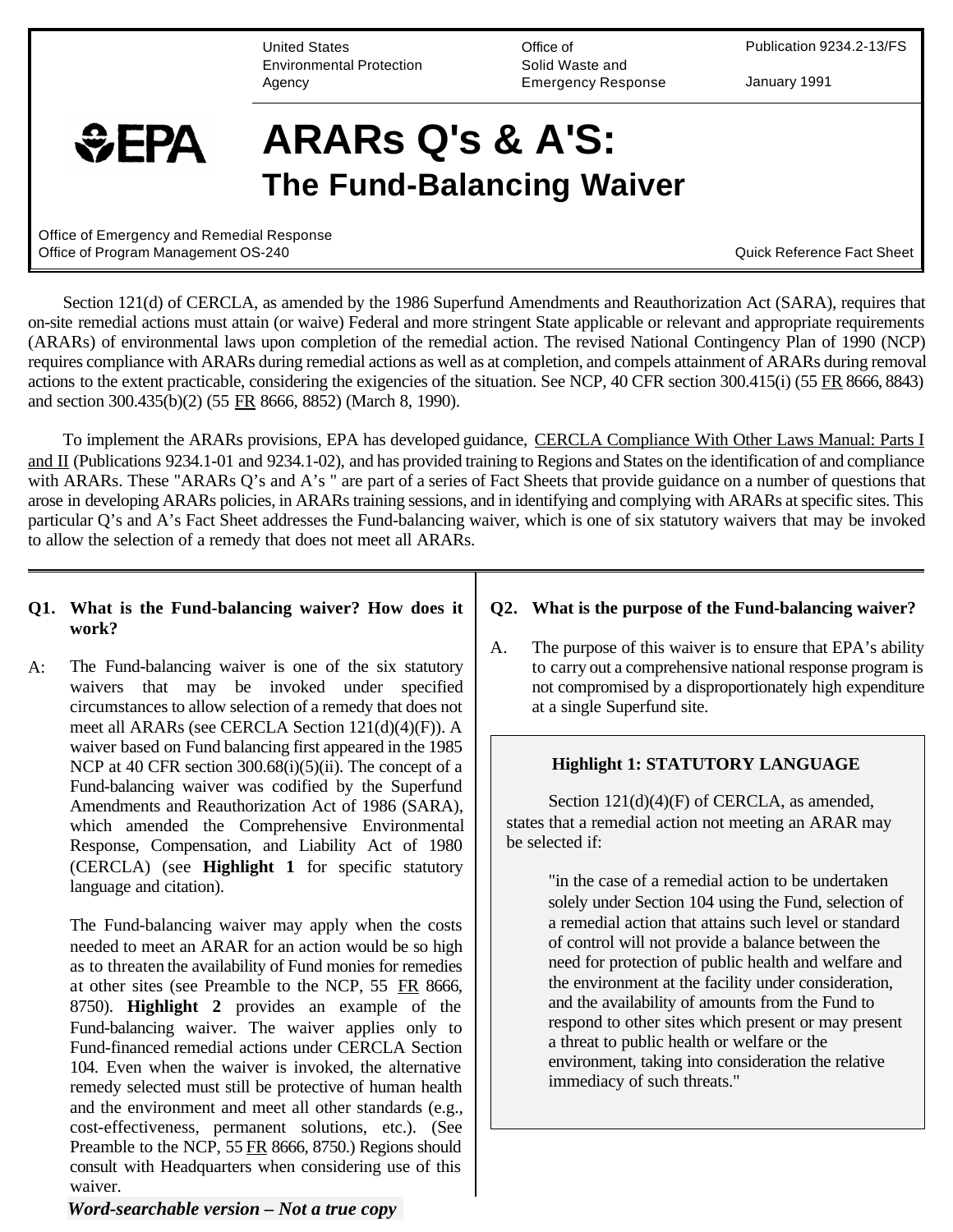United States Environmental Protection Agency

Office of Solid Waste and Emergency Response

Publication 9234.2-13/FS

January 1991

EPA

# ARARs Q's & A'S:

## The Fund-Balancing Waiver

Office of Emergency and Remedial Response
Office of Program Management OS-240

Quick Reference Fact Sheet

Section 121(d) of CERCLA, as amended by the 1986 Superfund Amendments and Reauthorization Act (SARA), requires that on-site remedial actions must attain (or waive) Federal and more stringent State applicable or relevant and appropriate requirements (ARARs) of environmental laws upon completion of the remedial action. The revised National Contingency Plan of 1990 (NCP) requires compliance with ARARs during remedial actions as well as at completion, and compels attainment of ARARs during removal actions to the extent practicable, considering the exigencies of the situation. See NCP, 40 CFR section 300.415(i) (55 FR 8666, 8843) and section 300.435(b)(2) (55 FR 8666, 8852) (March 8, 1990).

To implement the ARARs provisions, EPA has developed guidance, CERCLA Compliance With Other Laws Manual: Parts I and II (Publications 9234.1-01 and 9234.1-02), and has provided training to Regions and States on the identification of and compliance with ARARs. These "ARARs Q's and A's " are part of a series of Fact Sheets that provide guidance on a number of questions that arose in developing ARARs policies, in ARARs training sessions, and in identifying and complying with ARARs at specific sites. This particular Q's and A's Fact Sheet addresses the Fund-balancing waiver, which is one of six statutory waivers that may be invoked to allow the selection of a remedy that does not meet all ARARs.

**Q1. What is the Fund-balancing waiver? How does it work?**

A: The Fund-balancing waiver is one of the six statutory waivers that may be invoked under specified circumstances to allow selection of a remedy that does not meet all ARARs (see CERCLA Section 121(d)(4)(F)). A waiver based on Fund balancing first appeared in the 1985 NCP at 40 CFR section 300.68(i)(5)(ii). The concept of a Fund-balancing waiver was codified by the Superfund Amendments and Reauthorization Act of 1986 (SARA), which amended the Comprehensive Environmental Response, Compensation, and Liability Act of 1980 (CERCLA) (see **Highlight 1** for specific statutory language and citation).

The Fund-balancing waiver may apply when the costs needed to meet an ARAR for an action would be so high as to threaten the availability of Fund monies for remedies at other sites (see Preamble to the NCP, 55 FR 8666, 8750). **Highlight 2** provides an example of the Fund-balancing waiver. The waiver applies only to Fund-financed remedial actions under CERCLA Section 104. Even when the waiver is invoked, the alternative remedy selected must still be protective of human health and the environment and meet all other standards (e.g., cost-effectiveness, permanent solutions, etc.). (See Preamble to the NCP, 55 FR 8666, 8750.) Regions should consult with Headquarters when considering use of this waiver.

**Q2. What is the purpose of the Fund-balancing waiver?**

A. The purpose of this waiver is to ensure that EPA's ability to carry out a comprehensive national response program is not compromised by a disproportionately high expenditure at a single Superfund site.

**Highlight 1: STATUTORY LANGUAGE**

Section 121(d)(4)(F) of CERCLA, as amended, states that a remedial action not meeting an ARAR may be selected if:

> "in the case of a remedial action to be undertaken solely under Section 104 using the Fund, selection of a remedial action that attains such level or standard of control will not provide a balance between the need for protection of public health and welfare and the environment at the facility under consideration, and the availability of amounts from the Fund to respond to other sites which present or may present a threat to public health or welfare or the environment, taking into consideration the relative immediacy of such threats."

***Word-searchable version – Not a true copy***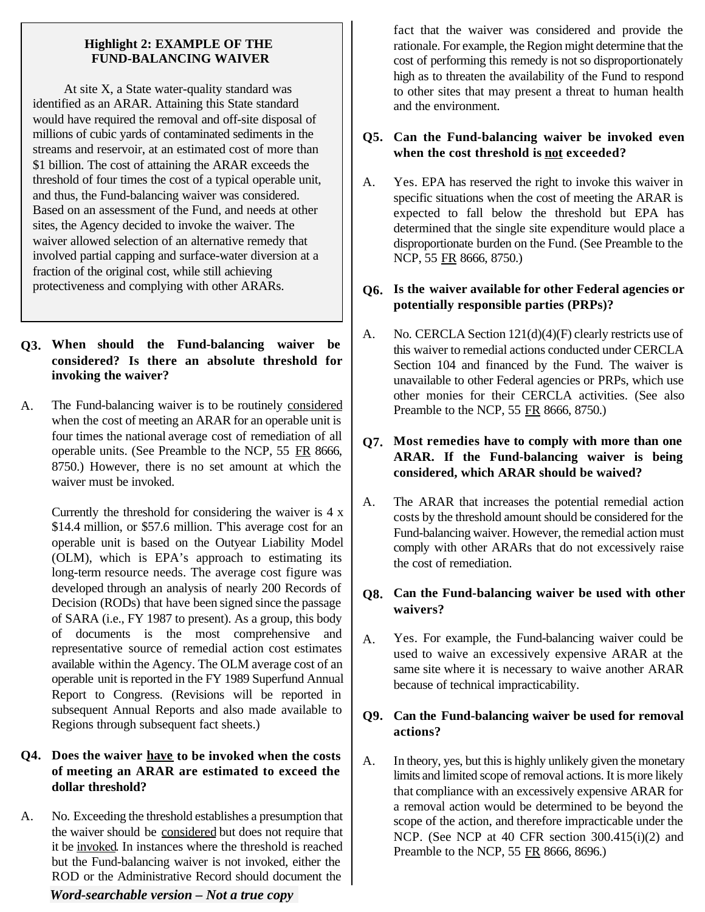**Highlight 2: EXAMPLE OF THE FUND-BALANCING WAIVER**

At site X, a State water-quality standard was identified as an ARAR. Attaining this State standard would have required the removal and off-site disposal of millions of cubic yards of contaminated sediments in the streams and reservoir, at an estimated cost of more than $1 billion. The cost of attaining the ARAR exceeds the threshold of four times the cost of a typical operable unit, and thus, the Fund-balancing waiver was considered. Based on an assessment of the Fund, and needs at other sites, the Agency decided to invoke the waiver. The waiver allowed selection of an alternative remedy that involved partial capping and surface-water diversion at a fraction of the original cost, while still achieving protectiveness and complying with other ARARs.

**Q3. When should the Fund-balancing waiver be considered? Is there an absolute threshold for invoking the waiver?**

A. The Fund-balancing waiver is to be routinely <u>considered</u> when the cost of meeting an ARAR for an operable unit is four times the national average cost of remediation of all operable units. (See Preamble to the NCP, 55 <u>FR</u> 8666, 8750.) However, there is no set amount at which the waiver must be invoked.

Currently the threshold for considering the waiver is 4 x $14.4 million, or $57.6 million. T'his average cost for an operable unit is based on the Outyear Liability Model (OLM), which is EPA's approach to estimating its long-term resource needs. The average cost figure was developed through an analysis of nearly 200 Records of Decision (RODs) that have been signed since the passage of SARA (i.e., FY 1987 to present). As a group, this body of documents is the most comprehensive and representative source of remedial action cost estimates available within the Agency. The OLM average cost of an operable unit is reported in the FY 1989 Superfund Annual Report to Congress. (Revisions will be reported in subsequent Annual Reports and also made available to Regions through subsequent fact sheets.)

**Q4. Does the waiver <u>have</u> to be invoked when the costs of meeting an ARAR are estimated to exceed the dollar threshold?**

A. No. Exceeding the threshold establishes a presumption that the waiver should be <u>considered</u> but does not require that it be <u>invoked</u>. In instances where the threshold is reached but the Fund-balancing waiver is not invoked, either the ROD or the Administrative Record should document the fact that the waiver was considered and provide the rationale. For example, the Region might determine that the cost of performing this remedy is not so disproportionately high as to threaten the availability of the Fund to respond to other sites that may present a threat to human health and the environment.

**Q5. Can the Fund-balancing waiver be invoked even when the cost threshold is <u>not</u> exceeded?**

A. Yes. EPA has reserved the right to invoke this waiver in specific situations when the cost of meeting the ARAR is expected to fall below the threshold but EPA has determined that the single site expenditure would place a disproportionate burden on the Fund. (See Preamble to the NCP, 55 <u>FR</u> 8666, 8750.)

**Q6. Is the waiver available for other Federal agencies or potentially responsible parties (PRPs)?**

A. No. CERCLA Section 121(d)(4)(F) clearly restricts use of this waiver to remedial actions conducted under CERCLA Section 104 and financed by the Fund. The waiver is unavailable to other Federal agencies or PRPs, which use other monies for their CERCLA activities. (See also Preamble to the NCP, 55 <u>FR</u> 8666, 8750.)

**Q7. Most remedies have to comply with more than one ARAR. If the Fund-balancing waiver is being considered, which ARAR should be waived?**

A. The ARAR that increases the potential remedial action costs by the threshold amount should be considered for the Fund-balancing waiver. However, the remedial action must comply with other ARARs that do not excessively raise the cost of remediation.

**Q8. Can the Fund-balancing waiver be used with other waivers?**

A. Yes. For example, the Fund-balancing waiver could be used to waive an excessively expensive ARAR at the same site where it is necessary to waive another ARAR because of technical impracticability.

**Q9. Can the Fund-balancing waiver be used for removal actions?**

A. In theory, yes, but this is highly unlikely given the monetary limits and limited scope of removal actions. It is more likely that compliance with an excessively expensive ARAR for a removal action would be determined to be beyond the scope of the action, and therefore impracticable under the NCP. (See NCP at 40 CFR section 300.415(i)(2) and Preamble to the NCP, 55 <u>FR</u> 8666, 8696.)

*Word-searchable version – Not a true copy*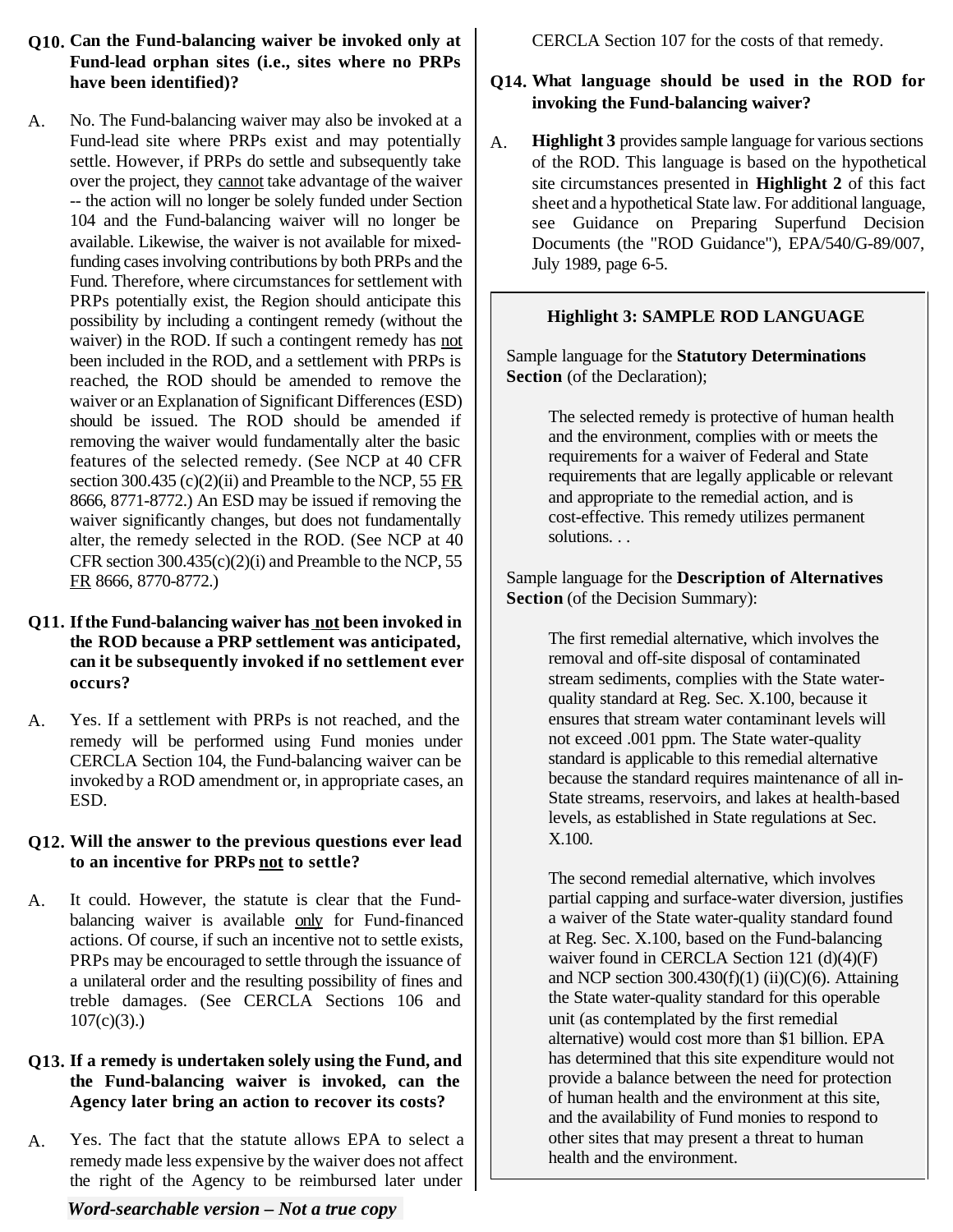**Q10. Can the Fund-balancing waiver be invoked only at Fund-lead orphan sites (i.e., sites where no PRPs have been identified)?**

A. No. The Fund-balancing waiver may also be invoked at a Fund-lead site where PRPs exist and may potentially settle. However, if PRPs do settle and subsequently take over the project, they cannot take advantage of the waiver -- the action will no longer be solely funded under Section 104 and the Fund-balancing waiver will no longer be available. Likewise, the waiver is not available for mixed-funding cases involving contributions by both PRPs and the Fund. Therefore, where circumstances for settlement with PRPs potentially exist, the Region should anticipate this possibility by including a contingent remedy (without the waiver) in the ROD. If such a contingent remedy has not been included in the ROD, and a settlement with PRPs is reached, the ROD should be amended to remove the waiver or an Explanation of Significant Differences (ESD) should be issued. The ROD should be amended if removing the waiver would fundamentally alter the basic features of the selected remedy. (See NCP at 40 CFR section 300.435 (c)(2)(ii) and Preamble to the NCP, 55 FR 8666, 8771-8772.) An ESD may be issued if removing the waiver significantly changes, but does not fundamentally alter, the remedy selected in the ROD. (See NCP at 40 CFR section 300.435(c)(2)(i) and Preamble to the NCP, 55 FR 8666, 8770-8772.)

**Q11. If the Fund-balancing waiver has not been invoked in the ROD because a PRP settlement was anticipated, can it be subsequently invoked if no settlement ever occurs?**

A. Yes. If a settlement with PRPs is not reached, and the remedy will be performed using Fund monies under CERCLA Section 104, the Fund-balancing waiver can be invoked by a ROD amendment or, in appropriate cases, an ESD.

**Q12. Will the answer to the previous questions ever lead to an incentive for PRPs not to settle?**

A. It could. However, the statute is clear that the Fund-balancing waiver is available only for Fund-financed actions. Of course, if such an incentive not to settle exists, PRPs may be encouraged to settle through the issuance of a unilateral order and the resulting possibility of fines and treble damages. (See CERCLA Sections 106 and 107(c)(3).)

**Q13. If a remedy is undertaken solely using the Fund, and the Fund-balancing waiver is invoked, can the Agency later bring an action to recover its costs?**

A. Yes. The fact that the statute allows EPA to select a remedy made less expensive by the waiver does not affect the right of the Agency to be reimbursed later under CERCLA Section 107 for the costs of that remedy.

**Q14. What language should be used in the ROD for invoking the Fund-balancing waiver?**

A. **Highlight 3** provides sample language for various sections of the ROD. This language is based on the hypothetical site circumstances presented in **Highlight 2** of this fact sheet and a hypothetical State law. For additional language, see Guidance on Preparing Superfund Decision Documents (the "ROD Guidance"), EPA/540/G-89/007, July 1989, page 6-5.

**Highlight 3: SAMPLE ROD LANGUAGE**

Sample language for the **Statutory Determinations Section** (of the Declaration);

> The selected remedy is protective of human health and the environment, complies with or meets the requirements for a waiver of Federal and State requirements that are legally applicable or relevant and appropriate to the remedial action, and is cost-effective. This remedy utilizes permanent solutions. . .

Sample language for the **Description of Alternatives Section** (of the Decision Summary):

> The first remedial alternative, which involves the removal and off-site disposal of contaminated stream sediments, complies with the State water-quality standard at Reg. Sec. X.100, because it ensures that stream water contaminant levels will not exceed .001 ppm. The State water-quality standard is applicable to this remedial alternative because the standard requires maintenance of all in-State streams, reservoirs, and lakes at health-based levels, as established in State regulations at Sec. X.100.
>
> The second remedial alternative, which involves partial capping and surface-water diversion, justifies a waiver of the State water-quality standard found at Reg. Sec. X.100, based on the Fund-balancing waiver found in CERCLA Section 121 (d)(4)(F) and NCP section 300.430(f)(1) (ii)(C)(6). Attaining the State water-quality standard for this operable unit (as contemplated by the first remedial alternative) would cost more than $1 billion. EPA has determined that this site expenditure would not provide a balance between the need for protection of human health and the environment at this site, and the availability of Fund monies to respond to other sites that may present a threat to human health and the environment.

*Word-searchable version – Not a true copy*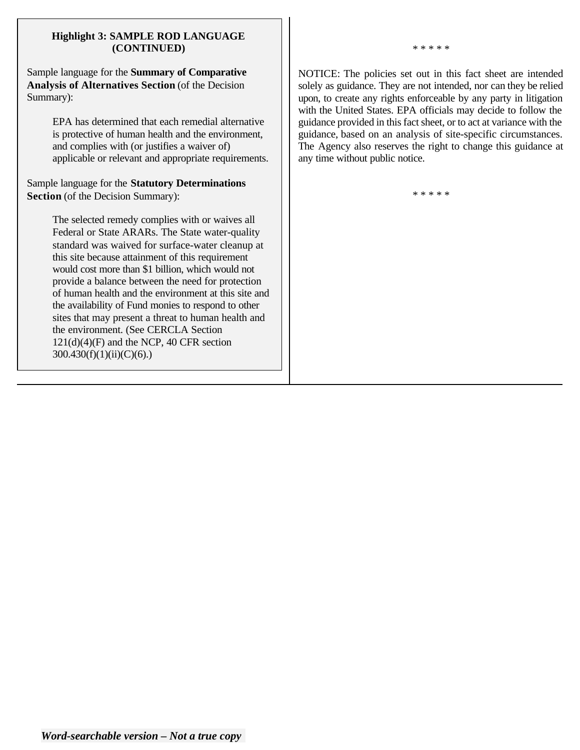### Highlight 3: SAMPLE ROD LANGUAGE (CONTINUED)

Sample language for the **Summary of Comparative Analysis of Alternatives Section** (of the Decision Summary):

> EPA has determined that each remedial alternative is protective of human health and the environment, and complies with (or justifies a waiver of) applicable or relevant and appropriate requirements.

Sample language for the **Statutory Determinations Section** (of the Decision Summary):

> The selected remedy complies with or waives all Federal or State ARARs. The State water-quality standard was waived for surface-water cleanup at this site because attainment of this requirement would cost more than $1 billion, which would not provide a balance between the need for protection of human health and the environment at this site and the availability of Fund monies to respond to other sites that may present a threat to human health and the environment. (See CERCLA Section 121(d)(4)(F) and the NCP, 40 CFR section 300.430(f)(1)(ii)(C)(6).)

* * * * *

NOTICE: The policies set out in this fact sheet are intended solely as guidance. They are not intended, nor can they be relied upon, to create any rights enforceable by any party in litigation with the United States. EPA officials may decide to follow the guidance provided in this fact sheet, or to act at variance with the guidance, based on an analysis of site-specific circumstances. The Agency also reserves the right to change this guidance at any time without public notice.

* * * * *

***Word-searchable version – Not a true copy***